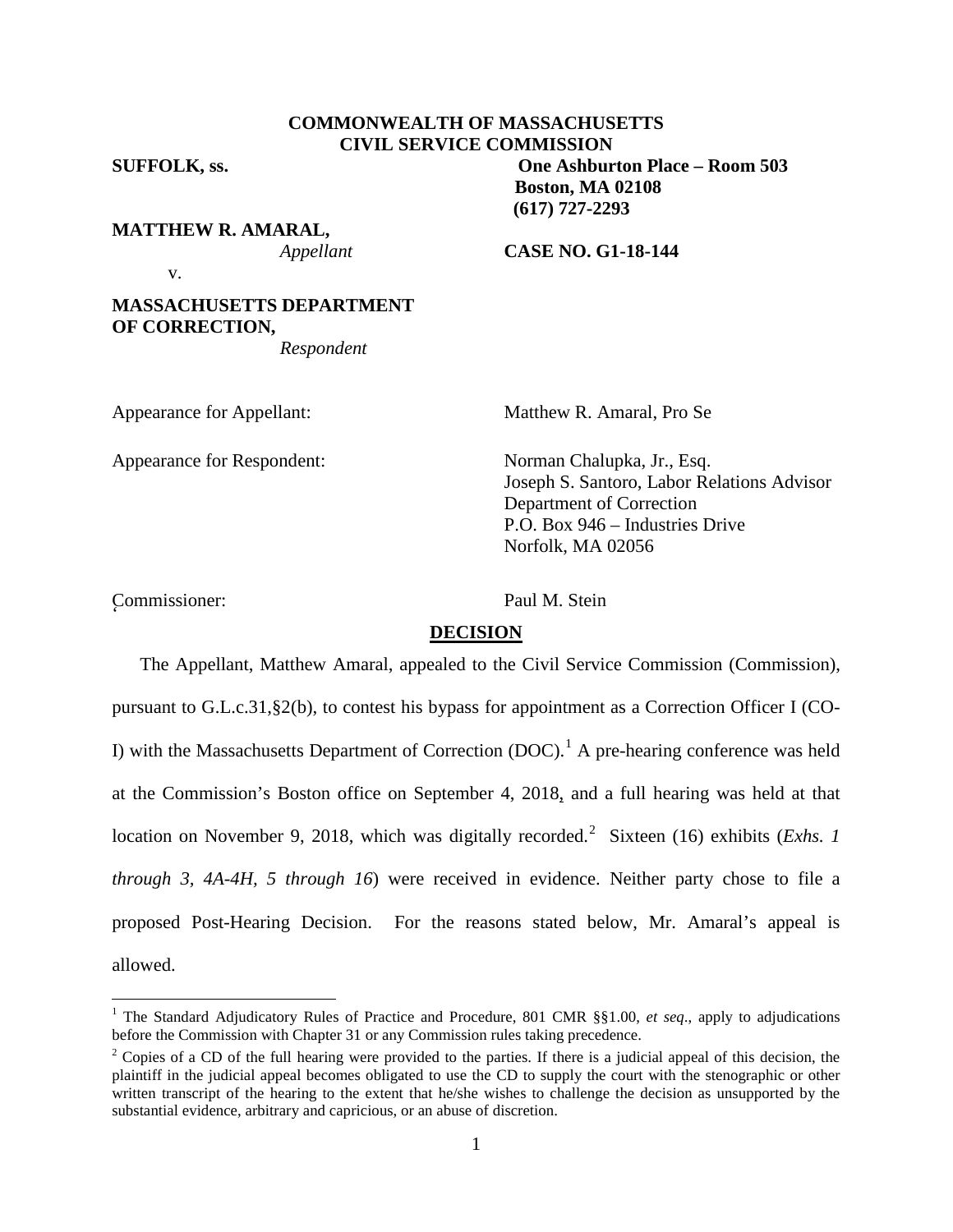**COMMONWEALTH OF MASSACHUSETTS**
**CIVIL SERVICE COMMISSION**

**SUFFOLK, ss.**

**One Ashburton Place – Room 503**
**Boston, MA 02108**
**(617) 727-2293**

**MATTHEW R. AMARAL,**
*Appellant*

v.

**CASE NO. G1-18-144**

**MASSACHUSETTS DEPARTMENT OF CORRECTION,**
*Respondent*

Appearance for Appellant: Matthew R. Amaral, Pro Se

Appearance for Respondent: Norman Chalupka, Jr., Esq.
Joseph S. Santoro, Labor Relations Advisor
Department of Correction
P.O. Box 946 – Industries Drive
Norfolk, MA 02056

Commissioner: Paul M. Stein

**DECISION**

The Appellant, Matthew Amaral, appealed to the Civil Service Commission (Commission), pursuant to G.L.c.31,§2(b), to contest his bypass for appointment as a Correction Officer I (CO-I) with the Massachusetts Department of Correction (DOC).[1] A pre-hearing conference was held at the Commission's Boston office on September 4, 2018, and a full hearing was held at that location on November 9, 2018, which was digitally recorded.[2] Sixteen (16) exhibits (*Exhs. 1 through 3, 4A-4H, 5 through 16*) were received in evidence. Neither party chose to file a proposed Post-Hearing Decision. For the reasons stated below, Mr. Amaral's appeal is allowed.

---

[1] The Standard Adjudicatory Rules of Practice and Procedure, 801 CMR §§1.00, *et seq*., apply to adjudications before the Commission with Chapter 31 or any Commission rules taking precedence.

[2] Copies of a CD of the full hearing were provided to the parties. If there is a judicial appeal of this decision, the plaintiff in the judicial appeal becomes obligated to use the CD to supply the court with the stenographic or other written transcript of the hearing to the extent that he/she wishes to challenge the decision as unsupported by the substantial evidence, arbitrary and capricious, or an abuse of discretion.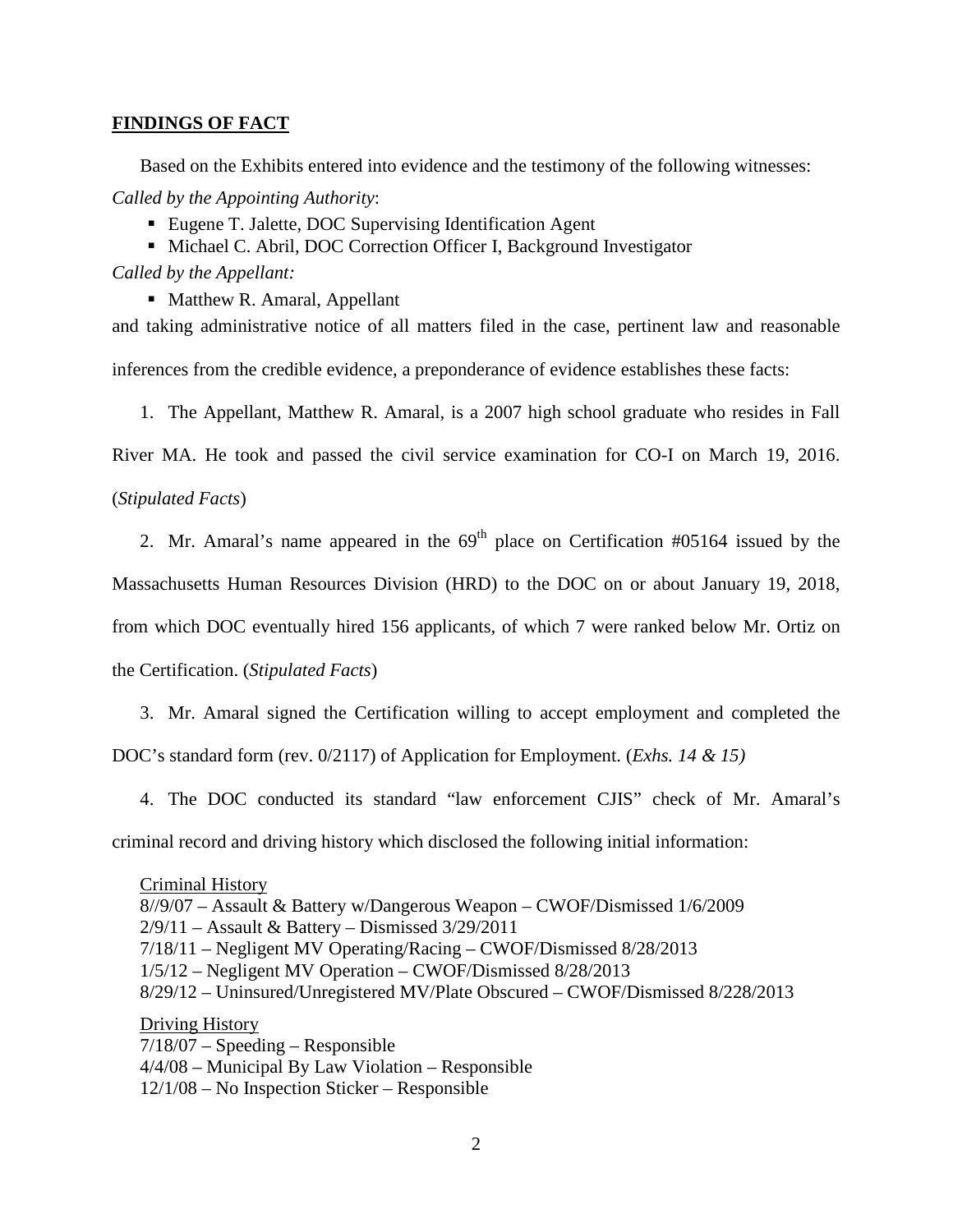## FINDINGS OF FACT

Based on the Exhibits entered into evidence and the testimony of the following witnesses:

*Called by the Appointing Authority*:

- Eugene T. Jalette, DOC Supervising Identification Agent
- Michael C. Abril, DOC Correction Officer I, Background Investigator

*Called by the Appellant:*

- Matthew R. Amaral, Appellant

and taking administrative notice of all matters filed in the case, pertinent law and reasonable inferences from the credible evidence, a preponderance of evidence establishes these facts:

1. The Appellant, Matthew R. Amaral, is a 2007 high school graduate who resides in Fall River MA. He took and passed the civil service examination for CO-I on March 19, 2016. (*Stipulated Facts*)

2. Mr. Amaral's name appeared in the 69th place on Certification #05164 issued by the Massachusetts Human Resources Division (HRD) to the DOC on or about January 19, 2018, from which DOC eventually hired 156 applicants, of which 7 were ranked below Mr. Ortiz on the Certification. (*Stipulated Facts*)

3. Mr. Amaral signed the Certification willing to accept employment and completed the DOC's standard form (rev. 0/2117) of Application for Employment. (*Exhs. 14 & 15)*

4. The DOC conducted its standard "law enforcement CJIS" check of Mr. Amaral's criminal record and driving history which disclosed the following initial information:

Criminal History
8//9/07 – Assault & Battery w/Dangerous Weapon – CWOF/Dismissed 1/6/2009
2/9/11 – Assault & Battery – Dismissed 3/29/2011
7/18/11 – Negligent MV Operating/Racing – CWOF/Dismissed 8/28/2013
1/5/12 – Negligent MV Operation – CWOF/Dismissed 8/28/2013
8/29/12 – Uninsured/Unregistered MV/Plate Obscured – CWOF/Dismissed 8/228/2013

Driving History
7/18/07 – Speeding – Responsible
4/4/08 – Municipal By Law Violation – Responsible
12/1/08 – No Inspection Sticker – Responsible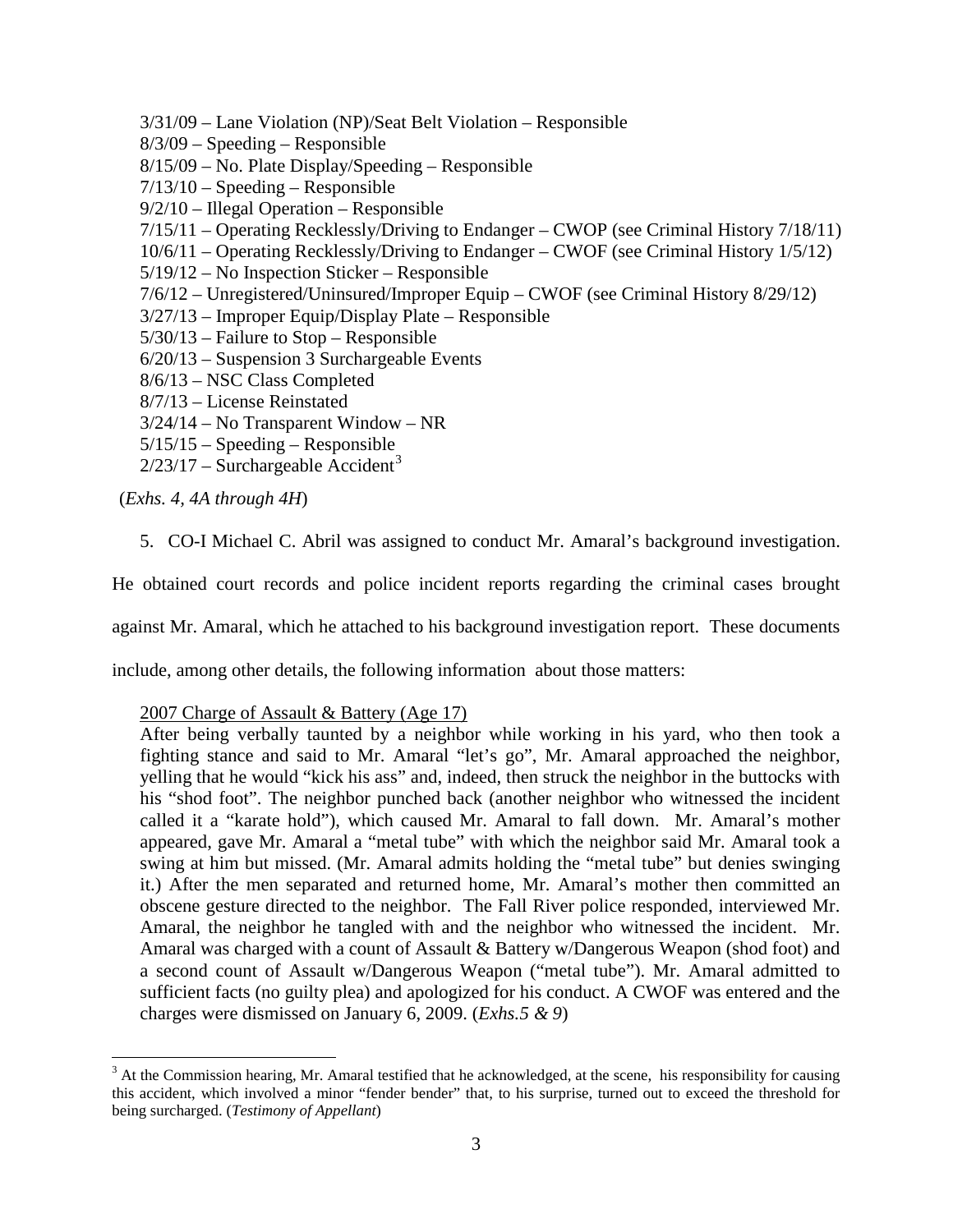3/31/09 – Lane Violation (NP)/Seat Belt Violation – Responsible
8/3/09 – Speeding – Responsible
8/15/09 – No. Plate Display/Speeding – Responsible
7/13/10 – Speeding – Responsible
9/2/10 – Illegal Operation – Responsible
7/15/11 – Operating Recklessly/Driving to Endanger – CWOP (see Criminal History 7/18/11)
10/6/11 – Operating Recklessly/Driving to Endanger – CWOF (see Criminal History 1/5/12)
5/19/12 – No Inspection Sticker – Responsible
7/6/12 – Unregistered/Uninsured/Improper Equip – CWOF (see Criminal History 8/29/12)
3/27/13 – Improper Equip/Display Plate – Responsible
5/30/13 – Failure to Stop – Responsible
6/20/13 – Suspension 3 Surchargeable Events
8/6/13 – NSC Class Completed
8/7/13 – License Reinstated
3/24/14 – No Transparent Window – NR
5/15/15 – Speeding – Responsible
2/23/17 – Surchargeable Accident[3]

(*Exhs. 4, 4A through 4H*)

5. CO-I Michael C. Abril was assigned to conduct Mr. Amaral's background investigation. He obtained court records and police incident reports regarding the criminal cases brought against Mr. Amaral, which he attached to his background investigation report. These documents include, among other details, the following information about those matters:

2007 Charge of Assault & Battery (Age 17)

After being verbally taunted by a neighbor while working in his yard, who then took a fighting stance and said to Mr. Amaral "let's go", Mr. Amaral approached the neighbor, yelling that he would "kick his ass" and, indeed, then struck the neighbor in the buttocks with his "shod foot". The neighbor punched back (another neighbor who witnessed the incident called it a "karate hold"), which caused Mr. Amaral to fall down. Mr. Amaral's mother appeared, gave Mr. Amaral a "metal tube" with which the neighbor said Mr. Amaral took a swing at him but missed. (Mr. Amaral admits holding the "metal tube" but denies swinging it.) After the men separated and returned home, Mr. Amaral's mother then committed an obscene gesture directed to the neighbor. The Fall River police responded, interviewed Mr. Amaral, the neighbor he tangled with and the neighbor who witnessed the incident. Mr. Amaral was charged with a count of Assault & Battery w/Dangerous Weapon (shod foot) and a second count of Assault w/Dangerous Weapon ("metal tube"). Mr. Amaral admitted to sufficient facts (no guilty plea) and apologized for his conduct. A CWOF was entered and the charges were dismissed on January 6, 2009. (*Exhs.5 & 9*)

[3] At the Commission hearing, Mr. Amaral testified that he acknowledged, at the scene, his responsibility for causing this accident, which involved a minor "fender bender" that, to his surprise, turned out to exceed the threshold for being surcharged. (*Testimony of Appellant*)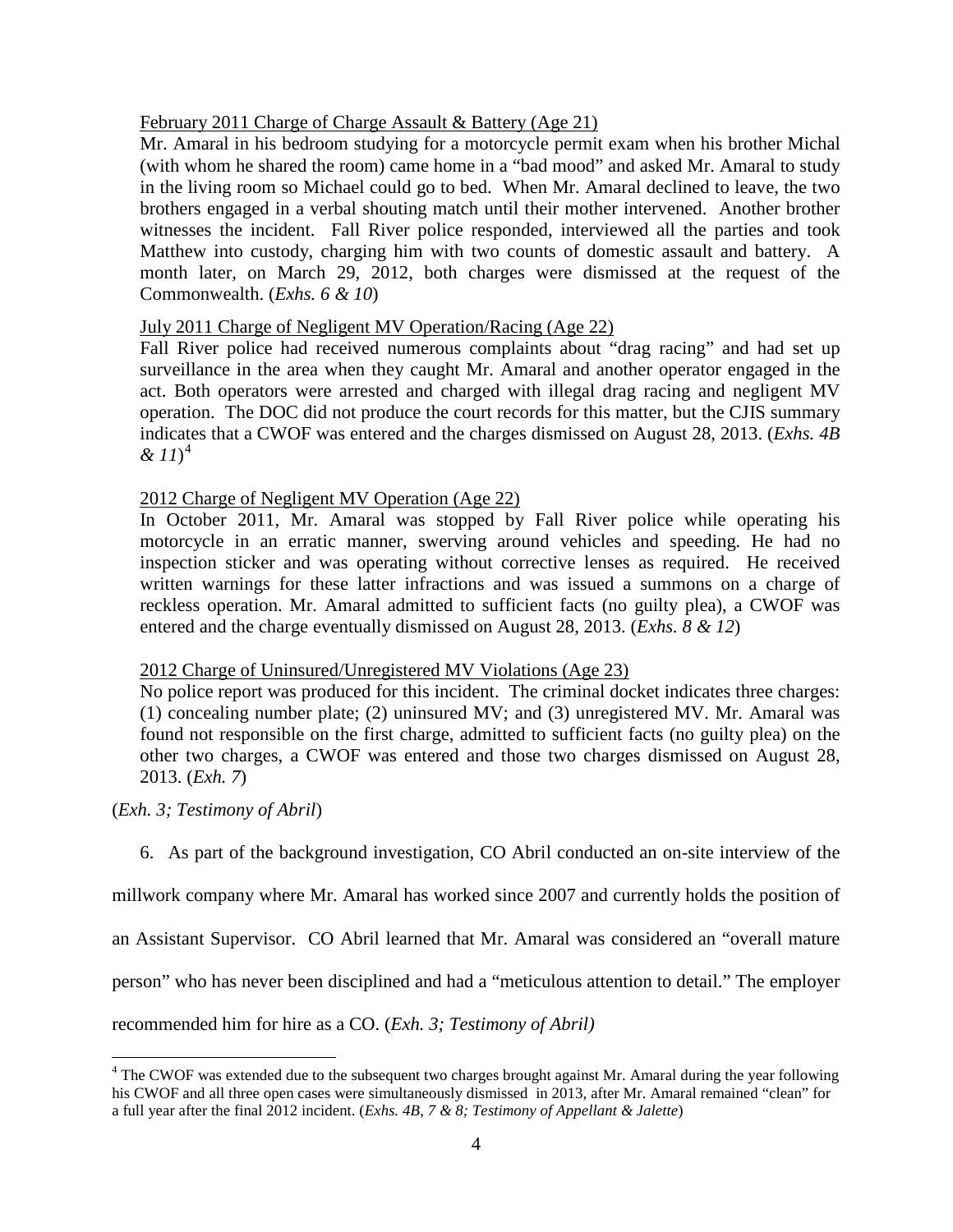February 2011 Charge of Charge Assault & Battery (Age 21)

Mr. Amaral in his bedroom studying for a motorcycle permit exam when his brother Michal (with whom he shared the room) came home in a "bad mood" and asked Mr. Amaral to study in the living room so Michael could go to bed. When Mr. Amaral declined to leave, the two brothers engaged in a verbal shouting match until their mother intervened. Another brother witnesses the incident. Fall River police responded, interviewed all the parties and took Matthew into custody, charging him with two counts of domestic assault and battery. A month later, on March 29, 2012, both charges were dismissed at the request of the Commonwealth. (*Exhs. 6 & 10*)

July 2011 Charge of Negligent MV Operation/Racing (Age 22)

Fall River police had received numerous complaints about "drag racing" and had set up surveillance in the area when they caught Mr. Amaral and another operator engaged in the act. Both operators were arrested and charged with illegal drag racing and negligent MV operation. The DOC did not produce the court records for this matter, but the CJIS summary indicates that a CWOF was entered and the charges dismissed on August 28, 2013. (*Exhs. 4B & 11*)[4]

2012 Charge of Negligent MV Operation (Age 22)

In October 2011, Mr. Amaral was stopped by Fall River police while operating his motorcycle in an erratic manner, swerving around vehicles and speeding. He had no inspection sticker and was operating without corrective lenses as required. He received written warnings for these latter infractions and was issued a summons on a charge of reckless operation. Mr. Amaral admitted to sufficient facts (no guilty plea), a CWOF was entered and the charge eventually dismissed on August 28, 2013. (*Exhs. 8 & 12*)

2012 Charge of Uninsured/Unregistered MV Violations (Age 23)

No police report was produced for this incident. The criminal docket indicates three charges: (1) concealing number plate; (2) uninsured MV; and (3) unregistered MV. Mr. Amaral was found not responsible on the first charge, admitted to sufficient facts (no guilty plea) on the other two charges, a CWOF was entered and those two charges dismissed on August 28, 2013. (*Exh. 7*)

(*Exh. 3; Testimony of Abril*)

6. As part of the background investigation, CO Abril conducted an on-site interview of the millwork company where Mr. Amaral has worked since 2007 and currently holds the position of an Assistant Supervisor. CO Abril learned that Mr. Amaral was considered an "overall mature person" who has never been disciplined and had a "meticulous attention to detail." The employer recommended him for hire as a CO. (*Exh. 3; Testimony of Abril)*

[4] The CWOF was extended due to the subsequent two charges brought against Mr. Amaral during the year following his CWOF and all three open cases were simultaneously dismissed in 2013, after Mr. Amaral remained "clean" for a full year after the final 2012 incident. (*Exhs. 4B, 7 & 8; Testimony of Appellant & Jalette*)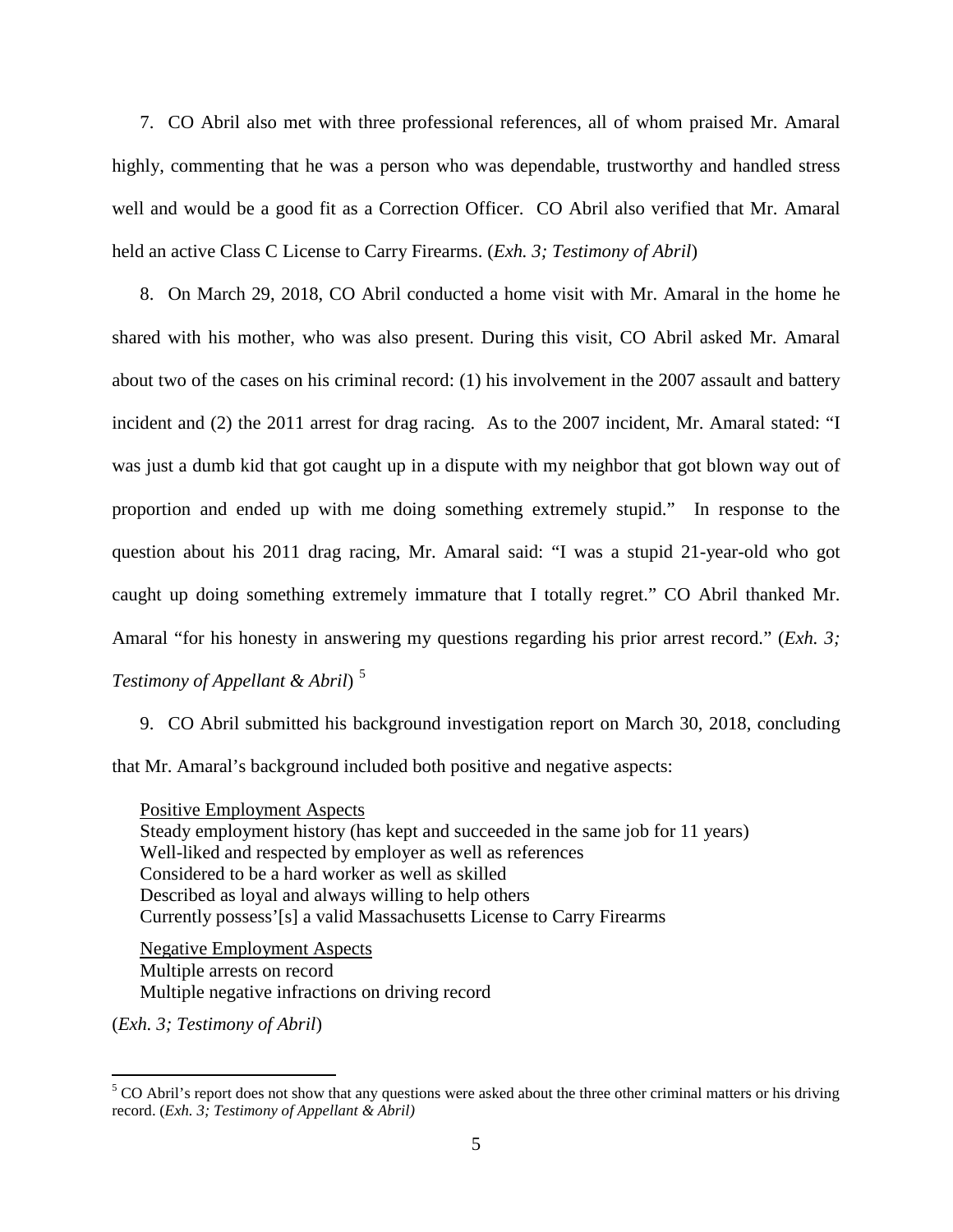7. CO Abril also met with three professional references, all of whom praised Mr. Amaral highly, commenting that he was a person who was dependable, trustworthy and handled stress well and would be a good fit as a Correction Officer. CO Abril also verified that Mr. Amaral held an active Class C License to Carry Firearms. (*Exh. 3; Testimony of Abril*)

8. On March 29, 2018, CO Abril conducted a home visit with Mr. Amaral in the home he shared with his mother, who was also present. During this visit, CO Abril asked Mr. Amaral about two of the cases on his criminal record: (1) his involvement in the 2007 assault and battery incident and (2) the 2011 arrest for drag racing. As to the 2007 incident, Mr. Amaral stated: "I was just a dumb kid that got caught up in a dispute with my neighbor that got blown way out of proportion and ended up with me doing something extremely stupid." In response to the question about his 2011 drag racing, Mr. Amaral said: "I was a stupid 21-year-old who got caught up doing something extremely immature that I totally regret." CO Abril thanked Mr. Amaral "for his honesty in answering my questions regarding his prior arrest record." (*Exh. 3; Testimony of Appellant & Abril*) [5]

9. CO Abril submitted his background investigation report on March 30, 2018, concluding that Mr. Amaral's background included both positive and negative aspects:

> <u>Positive Employment Aspects</u>
> Steady employment history (has kept and succeeded in the same job for 11 years)
> Well-liked and respected by employer as well as references
> Considered to be a hard worker as well as skilled
> Described as loyal and always willing to help others
> Currently possess'[s] a valid Massachusetts License to Carry Firearms
>
> <u>Negative Employment Aspects</u>
> Multiple arrests on record
> Multiple negative infractions on driving record

(*Exh. 3; Testimony of Abril*)

---

[5] CO Abril's report does not show that any questions were asked about the three other criminal matters or his driving record. (*Exh. 3; Testimony of Appellant & Abril)*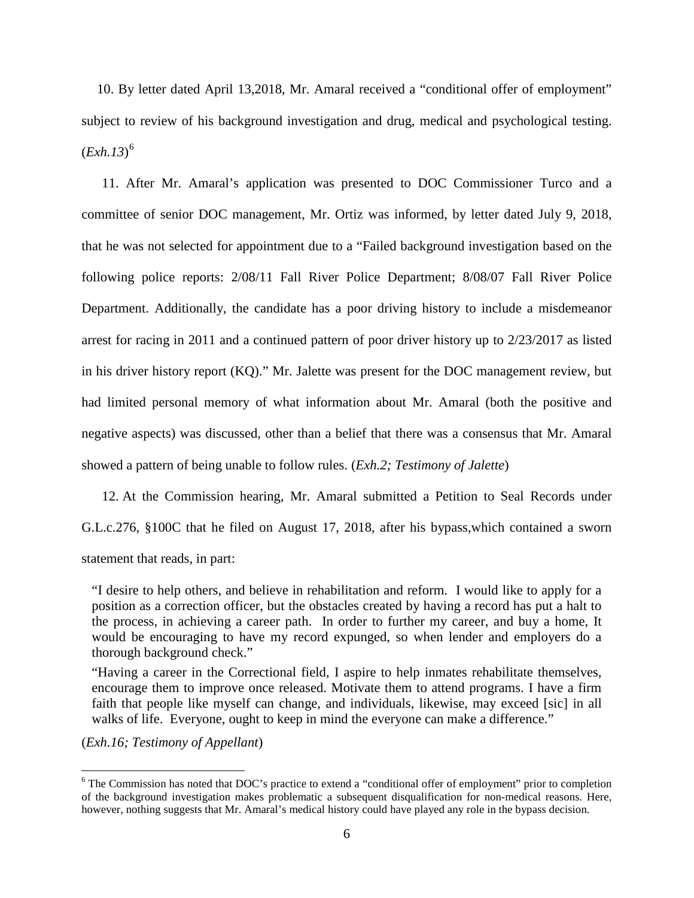10. By letter dated April 13,2018, Mr. Amaral received a "conditional offer of employment" subject to review of his background investigation and drug, medical and psychological testing. (*Exh.13*)[6]

11. After Mr. Amaral's application was presented to DOC Commissioner Turco and a committee of senior DOC management, Mr. Ortiz was informed, by letter dated July 9, 2018, that he was not selected for appointment due to a "Failed background investigation based on the following police reports: 2/08/11 Fall River Police Department; 8/08/07 Fall River Police Department. Additionally, the candidate has a poor driving history to include a misdemeanor arrest for racing in 2011 and a continued pattern of poor driver history up to 2/23/2017 as listed in his driver history report (KQ)." Mr. Jalette was present for the DOC management review, but had limited personal memory of what information about Mr. Amaral (both the positive and negative aspects) was discussed, other than a belief that there was a consensus that Mr. Amaral showed a pattern of being unable to follow rules. (*Exh.2; Testimony of Jalette*)

12. At the Commission hearing, Mr. Amaral submitted a Petition to Seal Records under G.L.c.276, §100C that he filed on August 17, 2018, after his bypass,which contained a sworn statement that reads, in part:

> "I desire to help others, and believe in rehabilitation and reform. I would like to apply for a position as a correction officer, but the obstacles created by having a record has put a halt to the process, in achieving a career path. In order to further my career, and buy a home, It would be encouraging to have my record expunged, so when lender and employers do a thorough background check."
>
> "Having a career in the Correctional field, I aspire to help inmates rehabilitate themselves, encourage them to improve once released. Motivate them to attend programs. I have a firm faith that people like myself can change, and individuals, likewise, may exceed [sic] in all walks of life. Everyone, ought to keep in mind the everyone can make a difference."

(*Exh.16; Testimony of Appellant*)

[6] The Commission has noted that DOC's practice to extend a "conditional offer of employment" prior to completion of the background investigation makes problematic a subsequent disqualification for non-medical reasons. Here, however, nothing suggests that Mr. Amaral's medical history could have played any role in the bypass decision.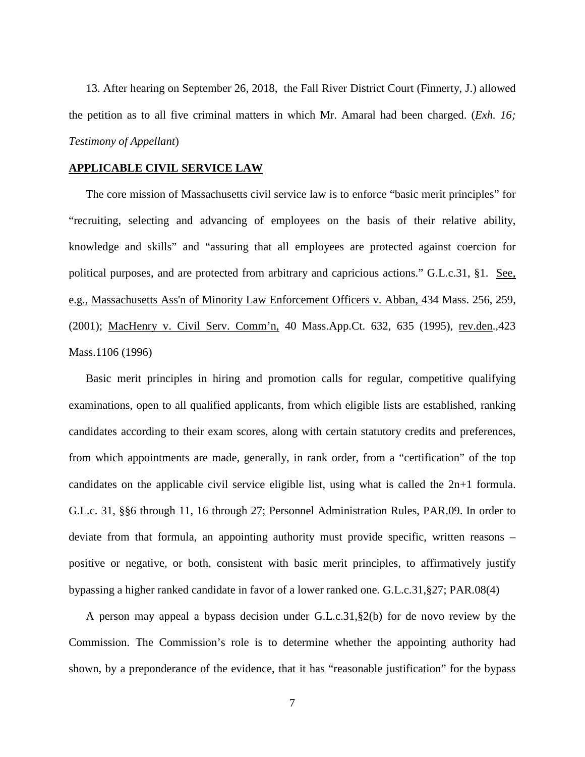13. After hearing on September 26, 2018, the Fall River District Court (Finnerty, J.) allowed the petition as to all five criminal matters in which Mr. Amaral had been charged. (*Exh. 16; Testimony of Appellant*)

## APPLICABLE CIVIL SERVICE LAW

The core mission of Massachusetts civil service law is to enforce "basic merit principles" for "recruiting, selecting and advancing of employees on the basis of their relative ability, knowledge and skills" and "assuring that all employees are protected against coercion for political purposes, and are protected from arbitrary and capricious actions." G.L.c.31, §1. See, e.g., Massachusetts Ass'n of Minority Law Enforcement Officers v. Abban, 434 Mass. 256, 259, (2001); MacHenry v. Civil Serv. Comm'n, 40 Mass.App.Ct. 632, 635 (1995), rev.den.,423 Mass.1106 (1996)

Basic merit principles in hiring and promotion calls for regular, competitive qualifying examinations, open to all qualified applicants, from which eligible lists are established, ranking candidates according to their exam scores, along with certain statutory credits and preferences, from which appointments are made, generally, in rank order, from a "certification" of the top candidates on the applicable civil service eligible list, using what is called the 2n+1 formula. G.L.c. 31, §§6 through 11, 16 through 27; Personnel Administration Rules, PAR.09. In order to deviate from that formula, an appointing authority must provide specific, written reasons – positive or negative, or both, consistent with basic merit principles, to affirmatively justify bypassing a higher ranked candidate in favor of a lower ranked one. G.L.c.31,§27; PAR.08(4)

A person may appeal a bypass decision under G.L.c.31,§2(b) for de novo review by the Commission. The Commission's role is to determine whether the appointing authority had shown, by a preponderance of the evidence, that it has "reasonable justification" for the bypass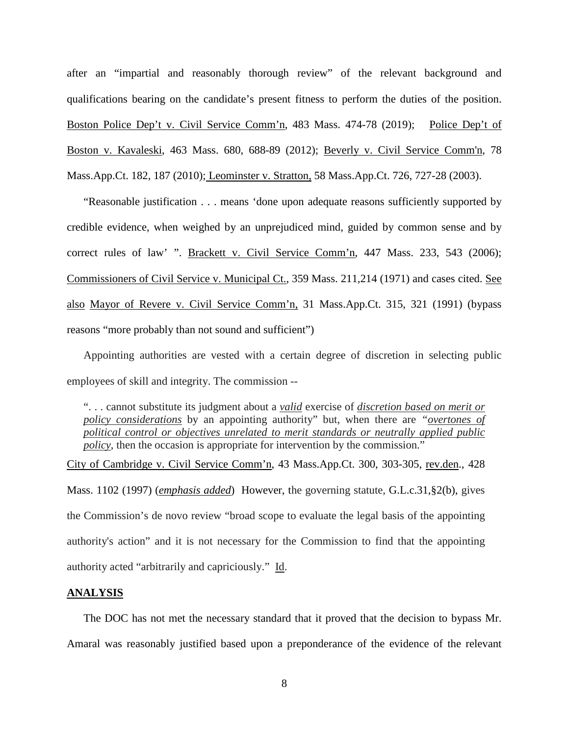after an "impartial and reasonably thorough review" of the relevant background and qualifications bearing on the candidate's present fitness to perform the duties of the position. Boston Police Dep't v. Civil Service Comm'n, 483 Mass. 474-78 (2019); Police Dep't of Boston v. Kavaleski, 463 Mass. 680, 688-89 (2012); Beverly v. Civil Service Comm'n, 78 Mass.App.Ct. 182, 187 (2010); Leominster v. Stratton, 58 Mass.App.Ct. 726, 727-28 (2003).

"Reasonable justification . . . means 'done upon adequate reasons sufficiently supported by credible evidence, when weighed by an unprejudiced mind, guided by common sense and by correct rules of law' ". Brackett v. Civil Service Comm'n, 447 Mass. 233, 543 (2006); Commissioners of Civil Service v. Municipal Ct., 359 Mass. 211,214 (1971) and cases cited. See also Mayor of Revere v. Civil Service Comm'n, 31 Mass.App.Ct. 315, 321 (1991) (bypass reasons "more probably than not sound and sufficient")

Appointing authorities are vested with a certain degree of discretion in selecting public employees of skill and integrity. The commission --

> ". . . cannot substitute its judgment about a *valid* exercise of *discretion based on merit or policy considerations* by an appointing authority" but, when there are "*overtones of political control or objectives unrelated to merit standards or neutrally applied public policy*, then the occasion is appropriate for intervention by the commission."

City of Cambridge v. Civil Service Comm'n, 43 Mass.App.Ct. 300, 303-305, rev.den., 428 Mass. 1102 (1997) (***emphasis added***) However, the governing statute, G.L.c.31,§2(b), gives the Commission's de novo review "broad scope to evaluate the legal basis of the appointing authority's action" and it is not necessary for the Commission to find that the appointing authority acted "arbitrarily and capriciously." Id.

## ANALYSIS

The DOC has not met the necessary standard that it proved that the decision to bypass Mr. Amaral was reasonably justified based upon a preponderance of the evidence of the relevant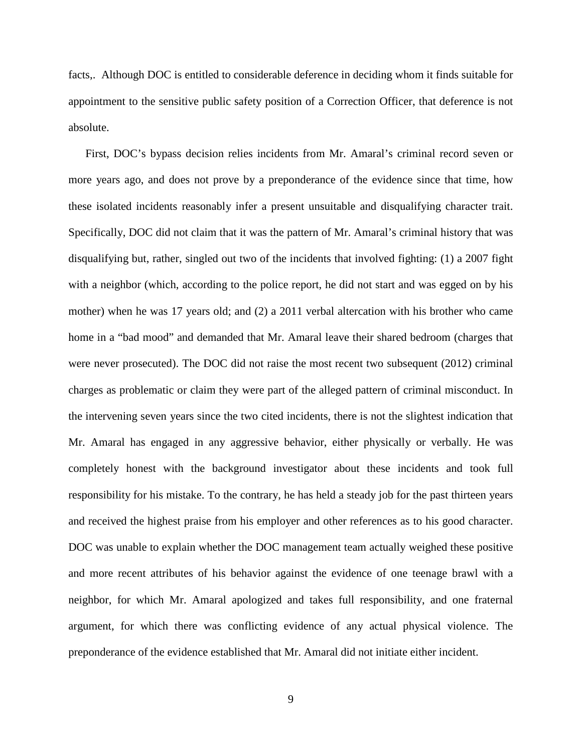facts,. Although DOC is entitled to considerable deference in deciding whom it finds suitable for appointment to the sensitive public safety position of a Correction Officer, that deference is not absolute.

First, DOC's bypass decision relies incidents from Mr. Amaral's criminal record seven or more years ago, and does not prove by a preponderance of the evidence since that time, how these isolated incidents reasonably infer a present unsuitable and disqualifying character trait. Specifically, DOC did not claim that it was the pattern of Mr. Amaral's criminal history that was disqualifying but, rather, singled out two of the incidents that involved fighting: (1) a 2007 fight with a neighbor (which, according to the police report, he did not start and was egged on by his mother) when he was 17 years old; and (2) a 2011 verbal altercation with his brother who came home in a "bad mood" and demanded that Mr. Amaral leave their shared bedroom (charges that were never prosecuted). The DOC did not raise the most recent two subsequent (2012) criminal charges as problematic or claim they were part of the alleged pattern of criminal misconduct. In the intervening seven years since the two cited incidents, there is not the slightest indication that Mr. Amaral has engaged in any aggressive behavior, either physically or verbally. He was completely honest with the background investigator about these incidents and took full responsibility for his mistake. To the contrary, he has held a steady job for the past thirteen years and received the highest praise from his employer and other references as to his good character. DOC was unable to explain whether the DOC management team actually weighed these positive and more recent attributes of his behavior against the evidence of one teenage brawl with a neighbor, for which Mr. Amaral apologized and takes full responsibility, and one fraternal argument, for which there was conflicting evidence of any actual physical violence. The preponderance of the evidence established that Mr. Amaral did not initiate either incident.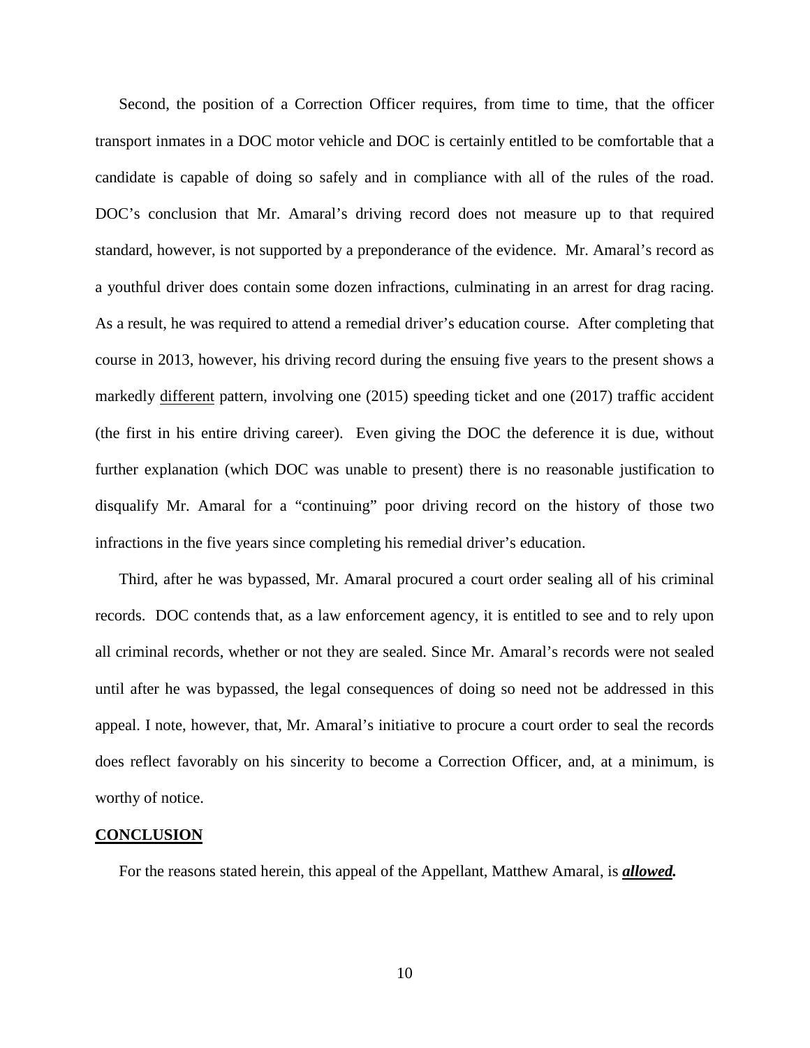Second, the position of a Correction Officer requires, from time to time, that the officer transport inmates in a DOC motor vehicle and DOC is certainly entitled to be comfortable that a candidate is capable of doing so safely and in compliance with all of the rules of the road. DOC's conclusion that Mr. Amaral's driving record does not measure up to that required standard, however, is not supported by a preponderance of the evidence. Mr. Amaral's record as a youthful driver does contain some dozen infractions, culminating in an arrest for drag racing. As a result, he was required to attend a remedial driver's education course. After completing that course in 2013, however, his driving record during the ensuing five years to the present shows a markedly <u>different</u> pattern, involving one (2015) speeding ticket and one (2017) traffic accident (the first in his entire driving career). Even giving the DOC the deference it is due, without further explanation (which DOC was unable to present) there is no reasonable justification to disqualify Mr. Amaral for a "continuing" poor driving record on the history of those two infractions in the five years since completing his remedial driver's education.

Third, after he was bypassed, Mr. Amaral procured a court order sealing all of his criminal records. DOC contends that, as a law enforcement agency, it is entitled to see and to rely upon all criminal records, whether or not they are sealed. Since Mr. Amaral's records were not sealed until after he was bypassed, the legal consequences of doing so need not be addressed in this appeal. I note, however, that, Mr. Amaral's initiative to procure a court order to seal the records does reflect favorably on his sincerity to become a Correction Officer, and, at a minimum, is worthy of notice.

## CONCLUSION

For the reasons stated herein, this appeal of the Appellant, Matthew Amaral, is ***allowed.***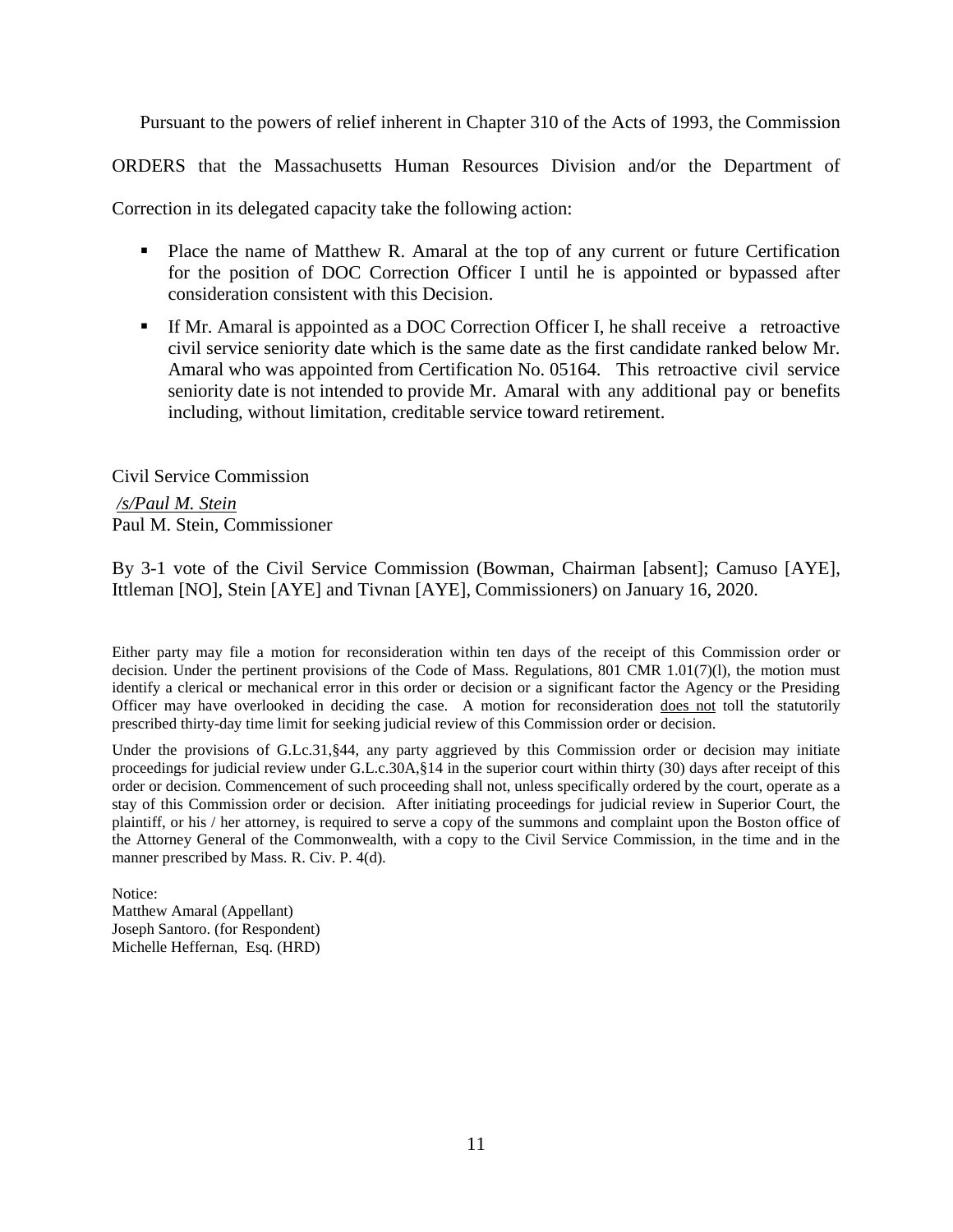Pursuant to the powers of relief inherent in Chapter 310 of the Acts of 1993, the Commission ORDERS that the Massachusetts Human Resources Division and/or the Department of Correction in its delegated capacity take the following action:

- Place the name of Matthew R. Amaral at the top of any current or future Certification for the position of DOC Correction Officer I until he is appointed or bypassed after consideration consistent with this Decision.
- If Mr. Amaral is appointed as a DOC Correction Officer I, he shall receive a retroactive civil service seniority date which is the same date as the first candidate ranked below Mr. Amaral who was appointed from Certification No. 05164. This retroactive civil service seniority date is not intended to provide Mr. Amaral with any additional pay or benefits including, without limitation, creditable service toward retirement.

Civil Service Commission

*/s/Paul M. Stein*
Paul M. Stein, Commissioner

By 3-1 vote of the Civil Service Commission (Bowman, Chairman [absent]; Camuso [AYE], Ittleman [NO], Stein [AYE] and Tivnan [AYE], Commissioners) on January 16, 2020.

Either party may file a motion for reconsideration within ten days of the receipt of this Commission order or decision. Under the pertinent provisions of the Code of Mass. Regulations, 801 CMR 1.01(7)(l), the motion must identify a clerical or mechanical error in this order or decision or a significant factor the Agency or the Presiding Officer may have overlooked in deciding the case. A motion for reconsideration does not toll the statutorily prescribed thirty-day time limit for seeking judicial review of this Commission order or decision.

Under the provisions of G.L.c.31,§44, any party aggrieved by this Commission order or decision may initiate proceedings for judicial review under G.L.c.30A,§14 in the superior court within thirty (30) days after receipt of this order or decision. Commencement of such proceeding shall not, unless specifically ordered by the court, operate as a stay of this Commission order or decision. After initiating proceedings for judicial review in Superior Court, the plaintiff, or his / her attorney, is required to serve a copy of the summons and complaint upon the Boston office of the Attorney General of the Commonwealth, with a copy to the Civil Service Commission, in the time and in the manner prescribed by Mass. R. Civ. P. 4(d).

Notice:
Matthew Amaral (Appellant)
Joseph Santoro. (for Respondent)
Michelle Heffernan, Esq. (HRD)